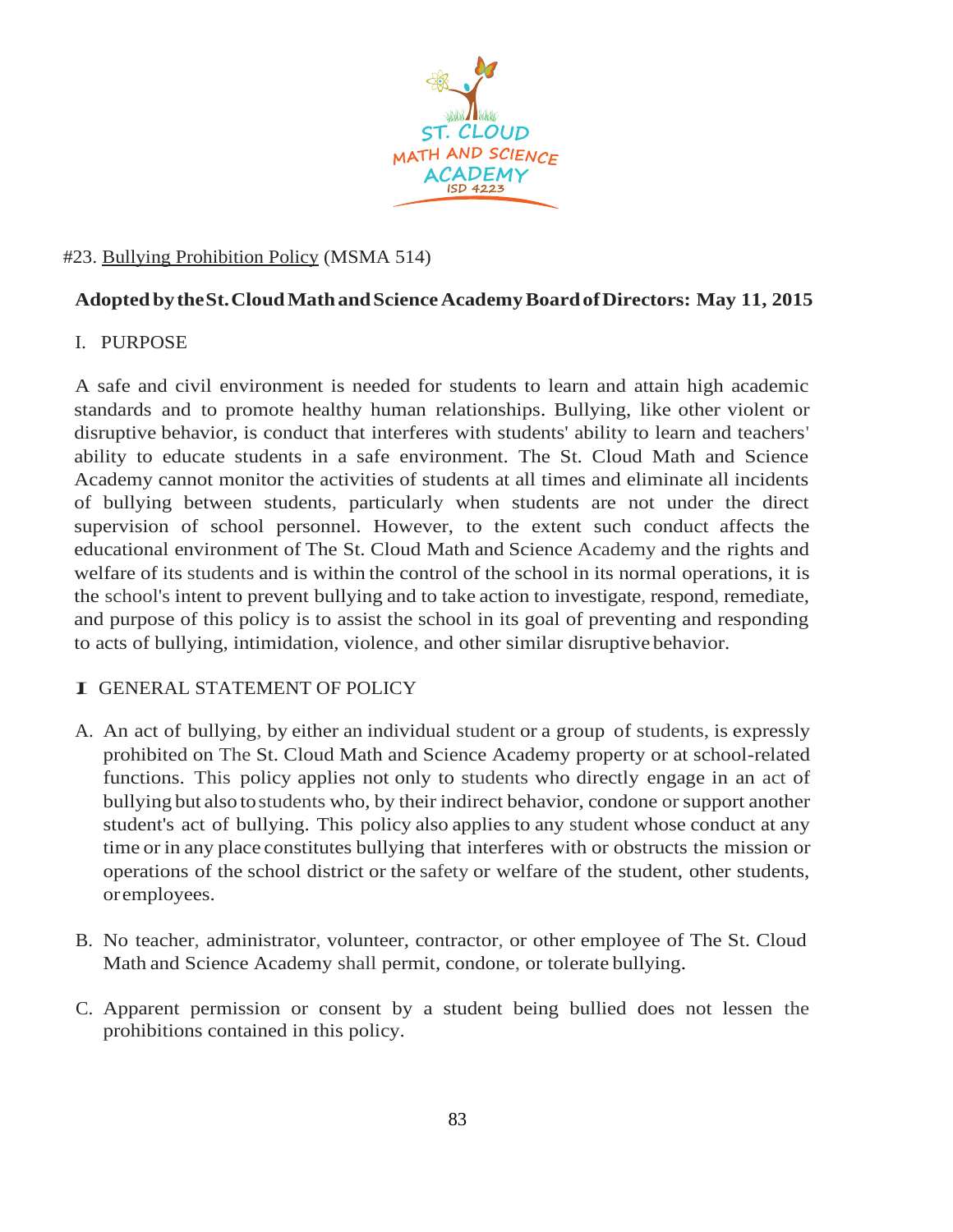#23. Bullying Prohibition Policy (MSMA 514)

**Adopted by the St. Cloud Math and Science Academy Board of Directors: May 11, 2015**

## I. PURPOSE

A safe and civil environment is needed for students to learn and attain high academic standards and to promote healthy human relationships. Bullying, like other violent or disruptive behavior, is conduct that interferes with students' ability to learn and teachers' ability to educate students in a safe environment. The St. Cloud Math and Science Academy cannot monitor the activities of students at all times and eliminate all incidents of bullying between students, particularly when students are not under the direct supervision of school personnel. However, to the extent such conduct affects the educational environment of The St. Cloud Math and Science Academy and the rights and welfare of its students and is within the control of the school in its normal operations, it is the school's intent to prevent bullying and to take action to investigate, respond, remediate, and purpose of this policy is to assist the school in its goal of preventing and responding to acts of bullying, intimidation, violence, and other similar disruptive behavior.

## I GENERAL STATEMENT OF POLICY

A. An act of bullying, by either an individual student or a group of students, is expressly prohibited on The St. Cloud Math and Science Academy property or at school-related functions. This policy applies not only to students who directly engage in an act of bullying but also to students who, by their indirect behavior, condone or support another student's act of bullying. This policy also applies to any student whose conduct at any time or in any place constitutes bullying that interferes with or obstructs the mission or operations of the school district or the safety or welfare of the student, other students, or employees.

B. No teacher, administrator, volunteer, contractor, or other employee of The St. Cloud Math and Science Academy shall permit, condone, or tolerate bullying.

C. Apparent permission or consent by a student being bullied does not lessen the prohibitions contained in this policy.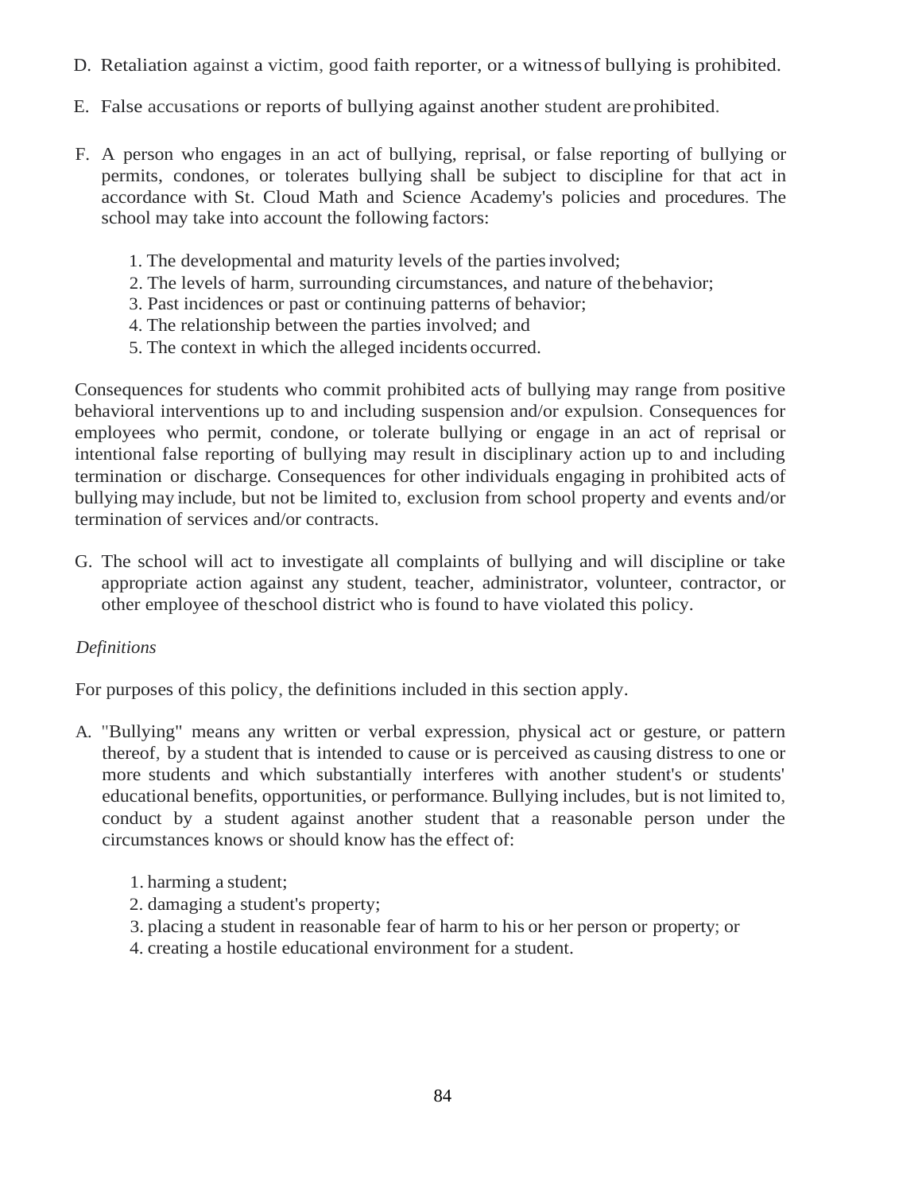D. Retaliation against a victim, good faith reporter, or a witness of bullying is prohibited.

E. False accusations or reports of bullying against another student are prohibited.

F. A person who engages in an act of bullying, reprisal, or false reporting of bullying or permits, condones, or tolerates bullying shall be subject to discipline for that act in accordance with St. Cloud Math and Science Academy's policies and procedures. The school may take into account the following factors:

   1. The developmental and maturity levels of the parties involved;
   2. The levels of harm, surrounding circumstances, and nature of the behavior;
   3. Past incidences or past or continuing patterns of behavior;
   4. The relationship between the parties involved; and
   5. The context in which the alleged incidents occurred.

Consequences for students who commit prohibited acts of bullying may range from positive behavioral interventions up to and including suspension and/or expulsion. Consequences for employees who permit, condone, or tolerate bullying or engage in an act of reprisal or intentional false reporting of bullying may result in disciplinary action up to and including termination or discharge. Consequences for other individuals engaging in prohibited acts of bullying may include, but not be limited to, exclusion from school property and events and/or termination of services and/or contracts.

G. The school will act to investigate all complaints of bullying and will discipline or take appropriate action against any student, teacher, administrator, volunteer, contractor, or other employee of the school district who is found to have violated this policy.

*Definitions*

For purposes of this policy, the definitions included in this section apply.

A. "Bullying" means any written or verbal expression, physical act or gesture, or pattern thereof, by a student that is intended to cause or is perceived as causing distress to one or more students and which substantially interferes with another student's or students' educational benefits, opportunities, or performance. Bullying includes, but is not limited to, conduct by a student against another student that a reasonable person under the circumstances knows or should know has the effect of:

   1. harming a student;
   2. damaging a student's property;
   3. placing a student in reasonable fear of harm to his or her person or property; or
   4. creating a hostile educational environment for a student.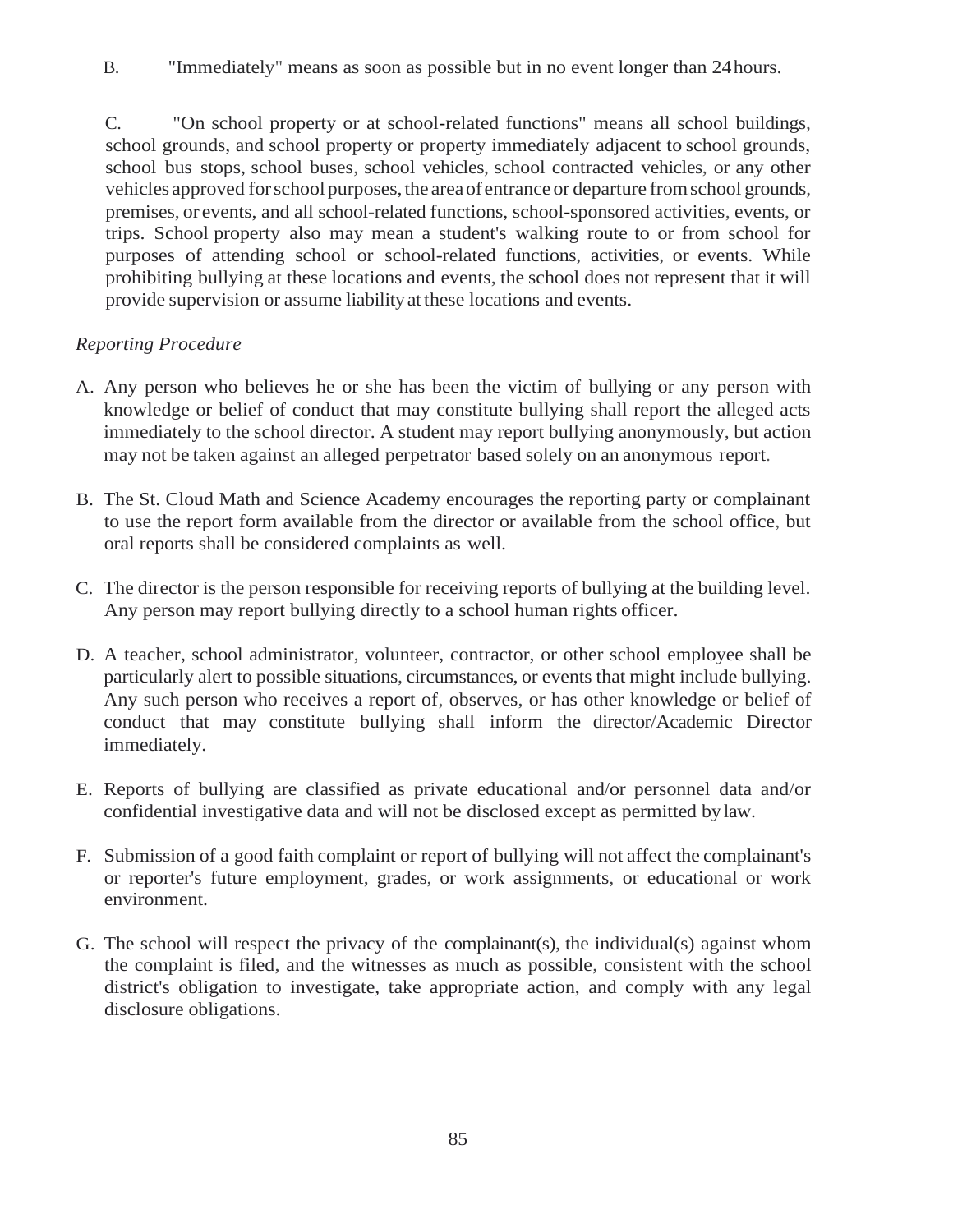B. "Immediately" means as soon as possible but in no event longer than 24 hours.

C. "On school property or at school-related functions" means all school buildings, school grounds, and school property or property immediately adjacent to school grounds, school bus stops, school buses, school vehicles, school contracted vehicles, or any other vehicles approved for school purposes, the area of entrance or departure from school grounds, premises, or events, and all school-related functions, school-sponsored activities, events, or trips. School property also may mean a student's walking route to or from school for purposes of attending school or school-related functions, activities, or events. While prohibiting bullying at these locations and events, the school does not represent that it will provide supervision or assume liability at these locations and events.

*Reporting Procedure*

A. Any person who believes he or she has been the victim of bullying or any person with knowledge or belief of conduct that may constitute bullying shall report the alleged acts immediately to the school director. A student may report bullying anonymously, but action may not be taken against an alleged perpetrator based solely on an anonymous report.

B. The St. Cloud Math and Science Academy encourages the reporting party or complainant to use the report form available from the director or available from the school office, but oral reports shall be considered complaints as well.

C. The director is the person responsible for receiving reports of bullying at the building level. Any person may report bullying directly to a school human rights officer.

D. A teacher, school administrator, volunteer, contractor, or other school employee shall be particularly alert to possible situations, circumstances, or events that might include bullying. Any such person who receives a report of, observes, or has other knowledge or belief of conduct that may constitute bullying shall inform the director/Academic Director immediately.

E. Reports of bullying are classified as private educational and/or personnel data and/or confidential investigative data and will not be disclosed except as permitted by law.

F. Submission of a good faith complaint or report of bullying will not affect the complainant's or reporter's future employment, grades, or work assignments, or educational or work environment.

G. The school will respect the privacy of the complainant(s), the individual(s) against whom the complaint is filed, and the witnesses as much as possible, consistent with the school district's obligation to investigate, take appropriate action, and comply with any legal disclosure obligations.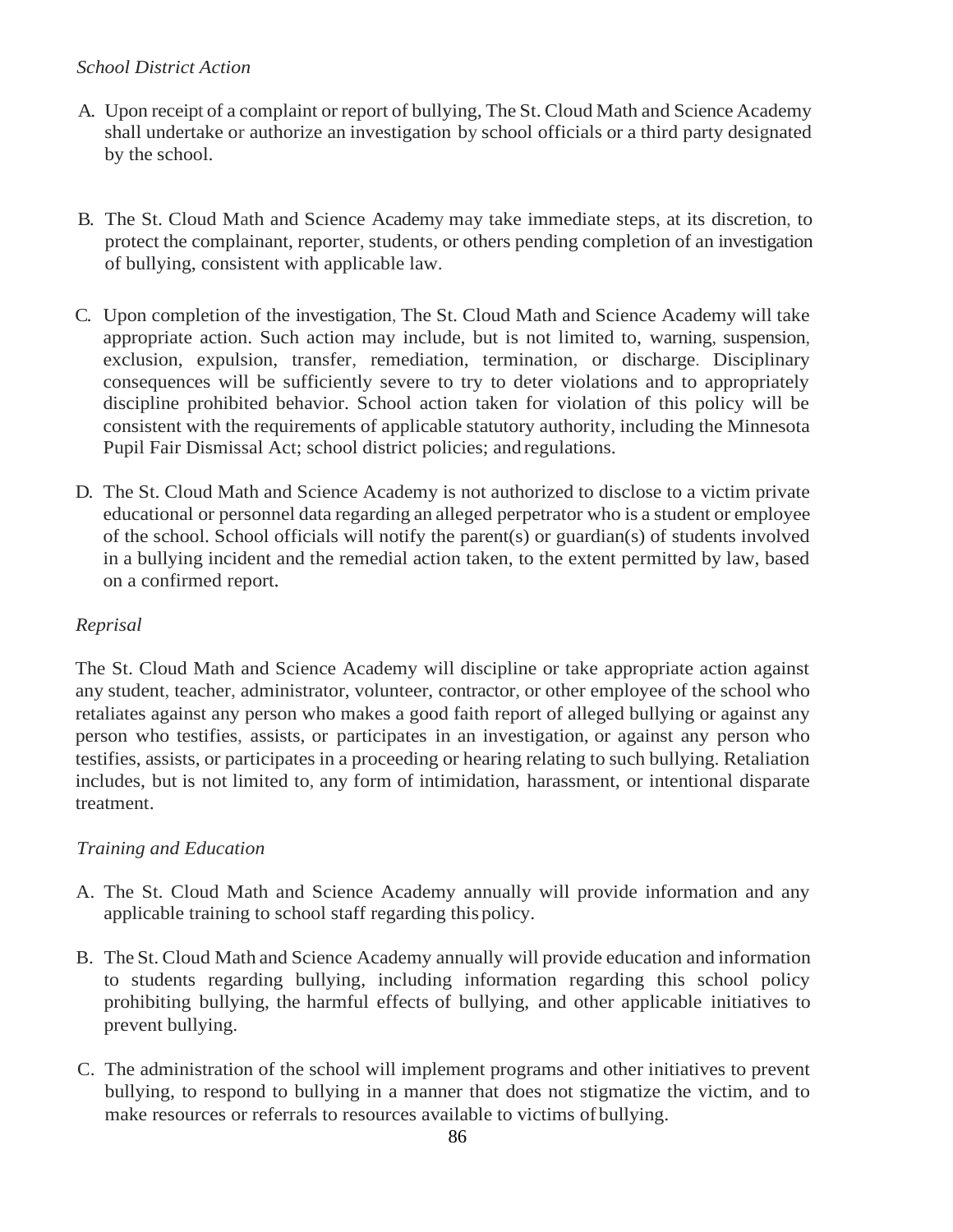*School District Action*

A. Upon receipt of a complaint or report of bullying, The St. Cloud Math and Science Academy shall undertake or authorize an investigation by school officials or a third party designated by the school.

B. The St. Cloud Math and Science Academy may take immediate steps, at its discretion, to protect the complainant, reporter, students, or others pending completion of an investigation of bullying, consistent with applicable law.

C. Upon completion of the investigation, The St. Cloud Math and Science Academy will take appropriate action. Such action may include, but is not limited to, warning, suspension, exclusion, expulsion, transfer, remediation, termination, or discharge. Disciplinary consequences will be sufficiently severe to try to deter violations and to appropriately discipline prohibited behavior. School action taken for violation of this policy will be consistent with the requirements of applicable statutory authority, including the Minnesota Pupil Fair Dismissal Act; school district policies; and regulations.

D. The St. Cloud Math and Science Academy is not authorized to disclose to a victim private educational or personnel data regarding an alleged perpetrator who is a student or employee of the school. School officials will notify the parent(s) or guardian(s) of students involved in a bullying incident and the remedial action taken, to the extent permitted by law, based on a confirmed report.

*Reprisal*

The St. Cloud Math and Science Academy will discipline or take appropriate action against any student, teacher, administrator, volunteer, contractor, or other employee of the school who retaliates against any person who makes a good faith report of alleged bullying or against any person who testifies, assists, or participates in an investigation, or against any person who testifies, assists, or participates in a proceeding or hearing relating to such bullying. Retaliation includes, but is not limited to, any form of intimidation, harassment, or intentional disparate treatment.

*Training and Education*

A. The St. Cloud Math and Science Academy annually will provide information and any applicable training to school staff regarding this policy.

B. The St. Cloud Math and Science Academy annually will provide education and information to students regarding bullying, including information regarding this school policy prohibiting bullying, the harmful effects of bullying, and other applicable initiatives to prevent bullying.

C. The administration of the school will implement programs and other initiatives to prevent bullying, to respond to bullying in a manner that does not stigmatize the victim, and to make resources or referrals to resources available to victims of bullying.